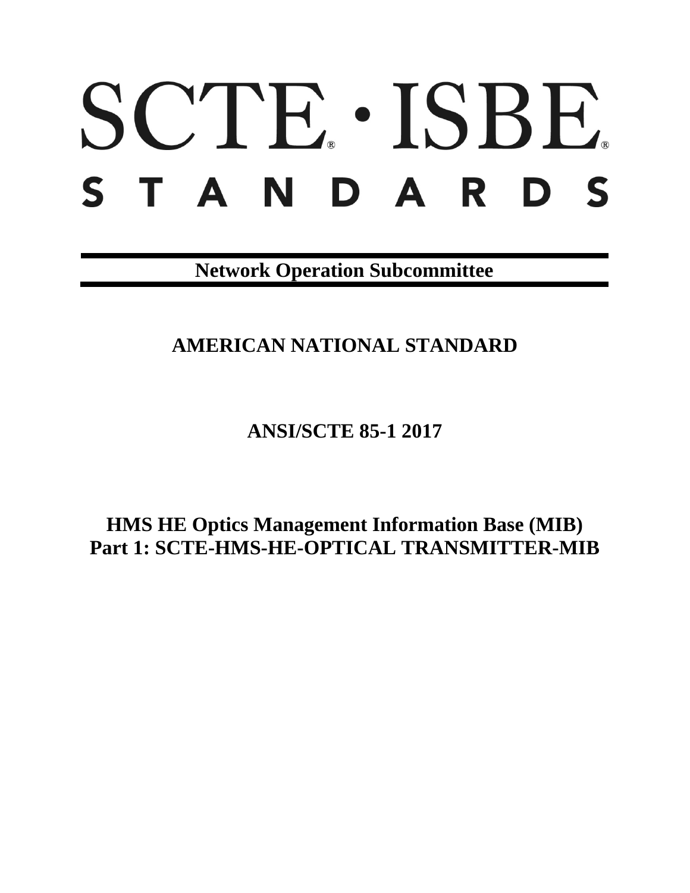# SCTE® · ISBE®
# STANDARDS

**Network Operation Subcommittee**

## AMERICAN NATIONAL STANDARD

## ANSI/SCTE 85-1 2017

# HMS HE Optics Management Information Base (MIB)
# Part 1: SCTE-HMS-HE-OPTICAL TRANSMITTER-MIB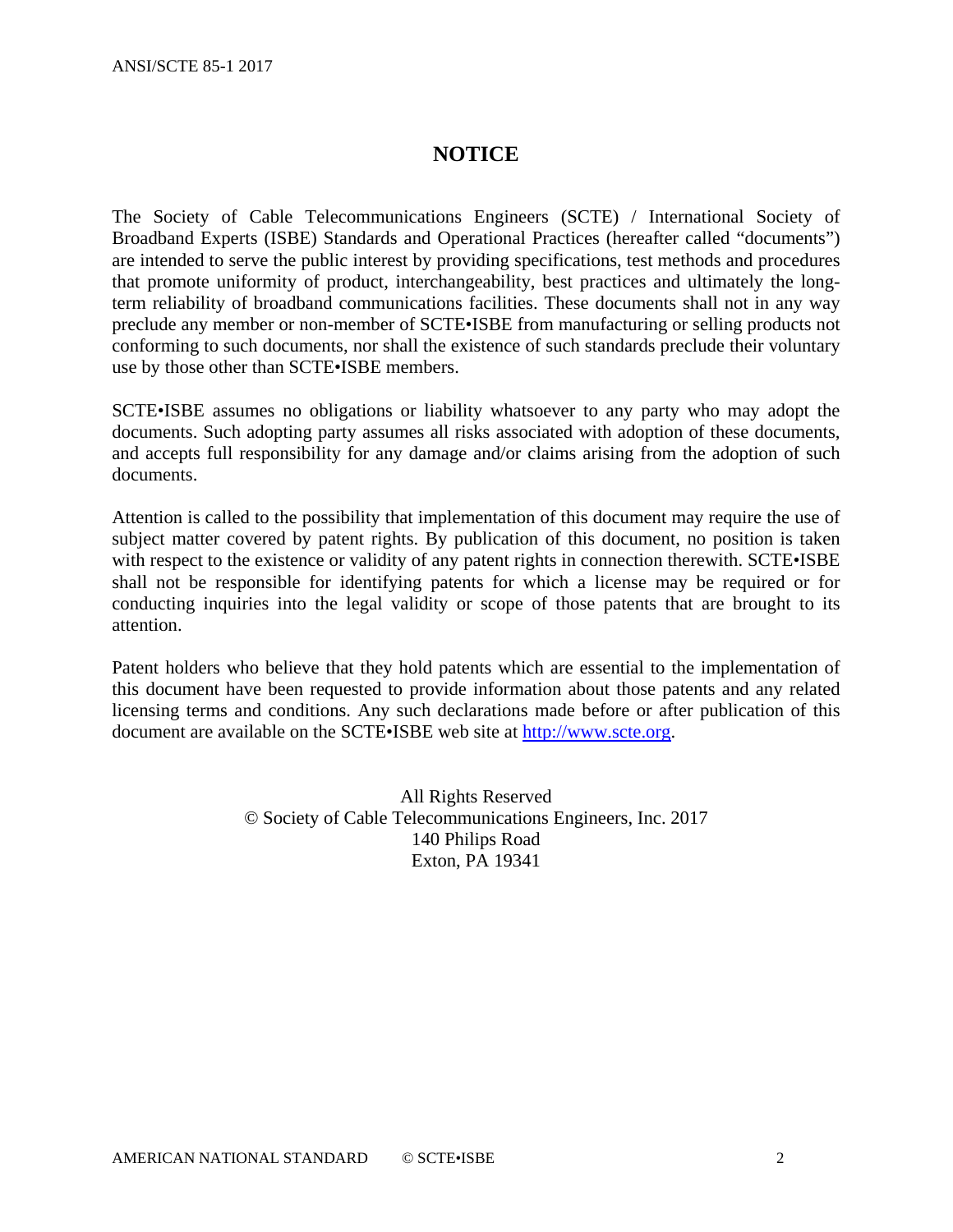# NOTICE

The Society of Cable Telecommunications Engineers (SCTE) / International Society of Broadband Experts (ISBE) Standards and Operational Practices (hereafter called "documents") are intended to serve the public interest by providing specifications, test methods and procedures that promote uniformity of product, interchangeability, best practices and ultimately the long-term reliability of broadband communications facilities. These documents shall not in any way preclude any member or non-member of SCTE•ISBE from manufacturing or selling products not conforming to such documents, nor shall the existence of such standards preclude their voluntary use by those other than SCTE•ISBE members.

SCTE•ISBE assumes no obligations or liability whatsoever to any party who may adopt the documents. Such adopting party assumes all risks associated with adoption of these documents, and accepts full responsibility for any damage and/or claims arising from the adoption of such documents.

Attention is called to the possibility that implementation of this document may require the use of subject matter covered by patent rights. By publication of this document, no position is taken with respect to the existence or validity of any patent rights in connection therewith. SCTE•ISBE shall not be responsible for identifying patents for which a license may be required or for conducting inquiries into the legal validity or scope of those patents that are brought to its attention.

Patent holders who believe that they hold patents which are essential to the implementation of this document have been requested to provide information about those patents and any related licensing terms and conditions. Any such declarations made before or after publication of this document are available on the SCTE•ISBE web site at [http://www.scte.org](http://www.scte.org).

All Rights Reserved
© Society of Cable Telecommunications Engineers, Inc. 2017
140 Philips Road
Exton, PA 19341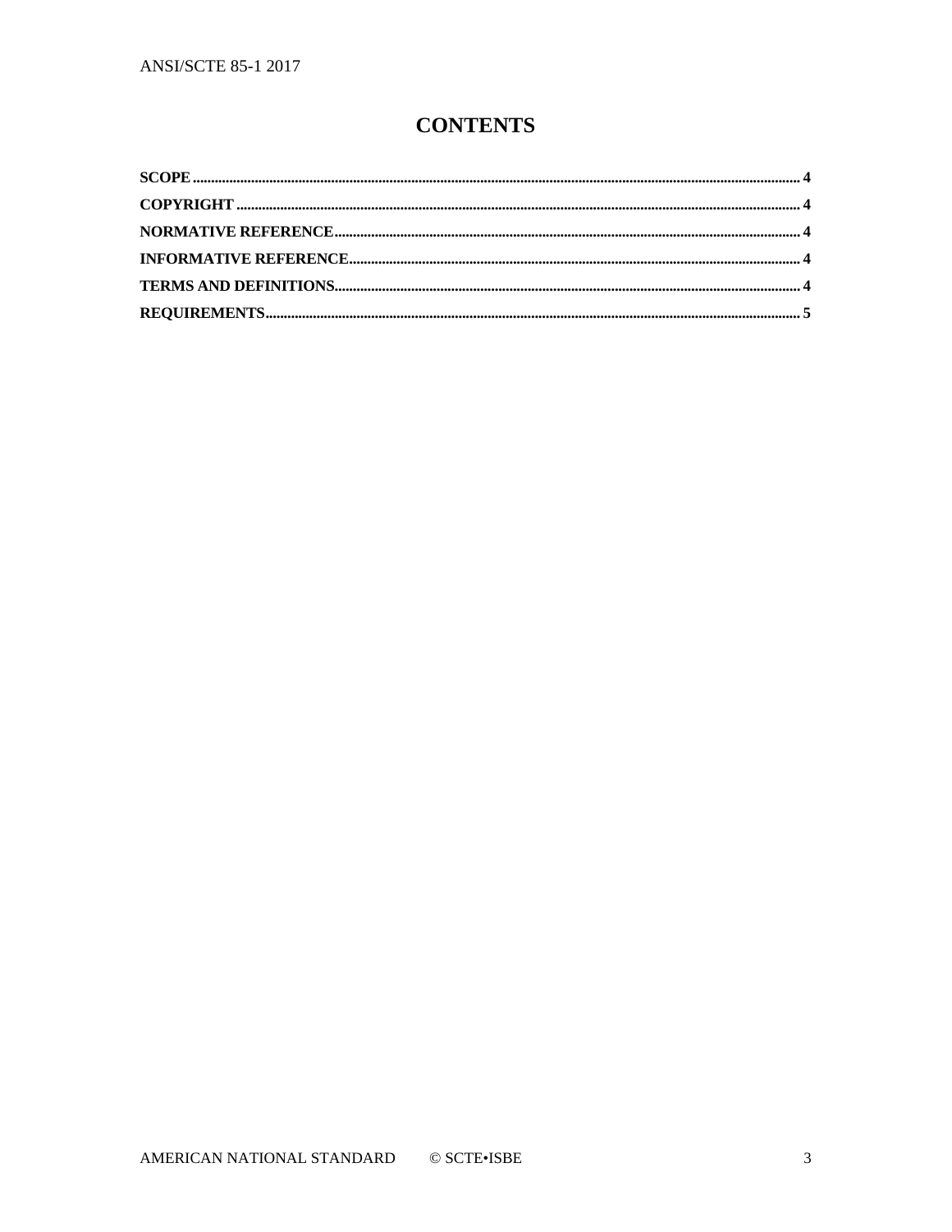# CONTENTS

**SCOPE** .................................................................................................... 4

**COPYRIGHT** .......................................................................................... 4

**NORMATIVE REFERENCE** ................................................................... 4

**INFORMATIVE REFERENCE** ................................................................ 4

**TERMS AND DEFINITIONS** .................................................................. 4

**REQUIREMENTS** .................................................................................. 5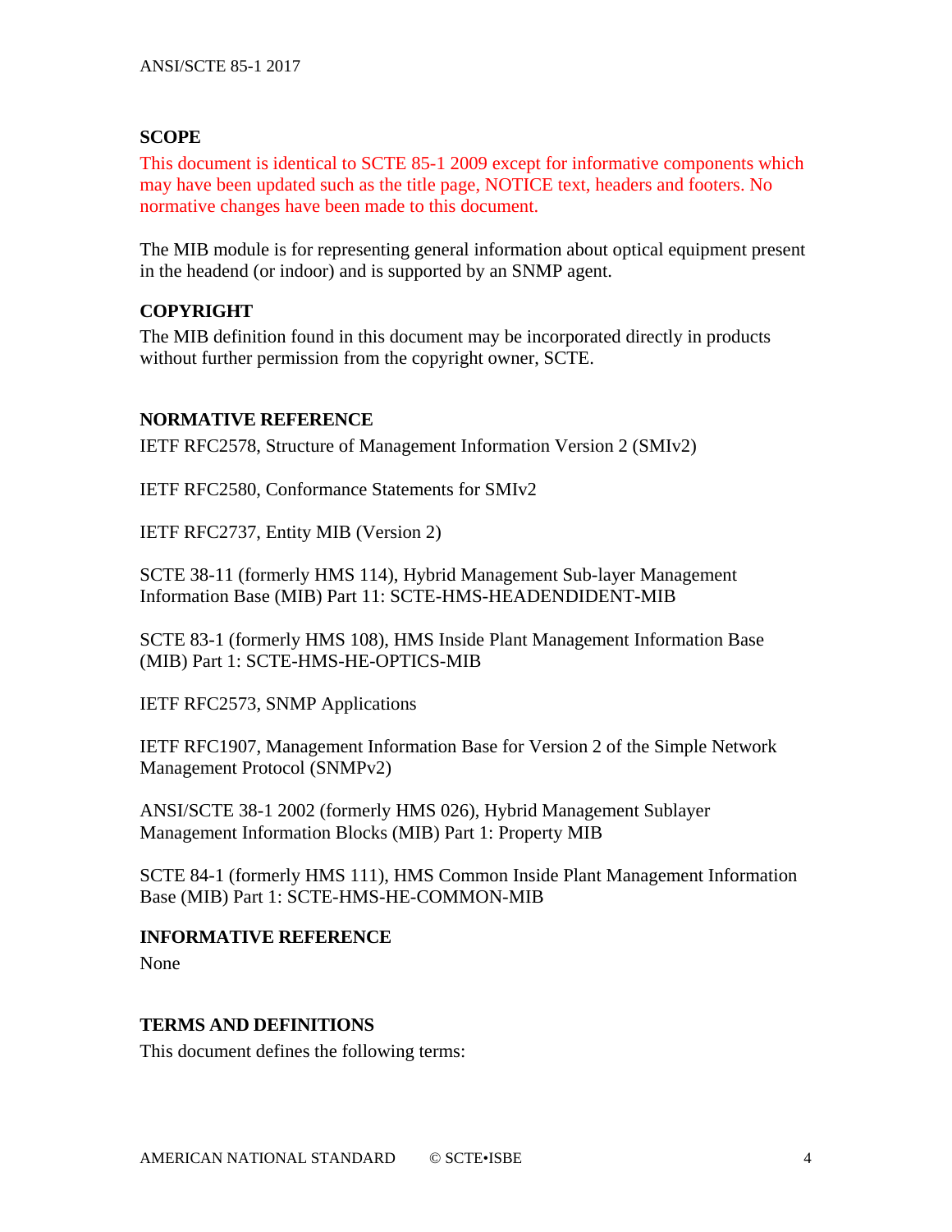## SCOPE

This document is identical to SCTE 85-1 2009 except for informative components which may have been updated such as the title page, NOTICE text, headers and footers. No normative changes have been made to this document.

The MIB module is for representing general information about optical equipment present in the headend (or indoor) and is supported by an SNMP agent.

## COPYRIGHT

The MIB definition found in this document may be incorporated directly in products without further permission from the copyright owner, SCTE.

## NORMATIVE REFERENCE

IETF RFC2578, Structure of Management Information Version 2 (SMIv2)

IETF RFC2580, Conformance Statements for SMIv2

IETF RFC2737, Entity MIB (Version 2)

SCTE 38-11 (formerly HMS 114), Hybrid Management Sub-layer Management Information Base (MIB) Part 11: SCTE-HMS-HEADENDIDENT-MIB

SCTE 83-1 (formerly HMS 108), HMS Inside Plant Management Information Base (MIB) Part 1: SCTE-HMS-HE-OPTICS-MIB

IETF RFC2573, SNMP Applications

IETF RFC1907, Management Information Base for Version 2 of the Simple Network Management Protocol (SNMPv2)

ANSI/SCTE 38-1 2002 (formerly HMS 026), Hybrid Management Sublayer Management Information Blocks (MIB) Part 1: Property MIB

SCTE 84-1 (formerly HMS 111), HMS Common Inside Plant Management Information Base (MIB) Part 1: SCTE-HMS-HE-COMMON-MIB

## INFORMATIVE REFERENCE

None

## TERMS AND DEFINITIONS

This document defines the following terms: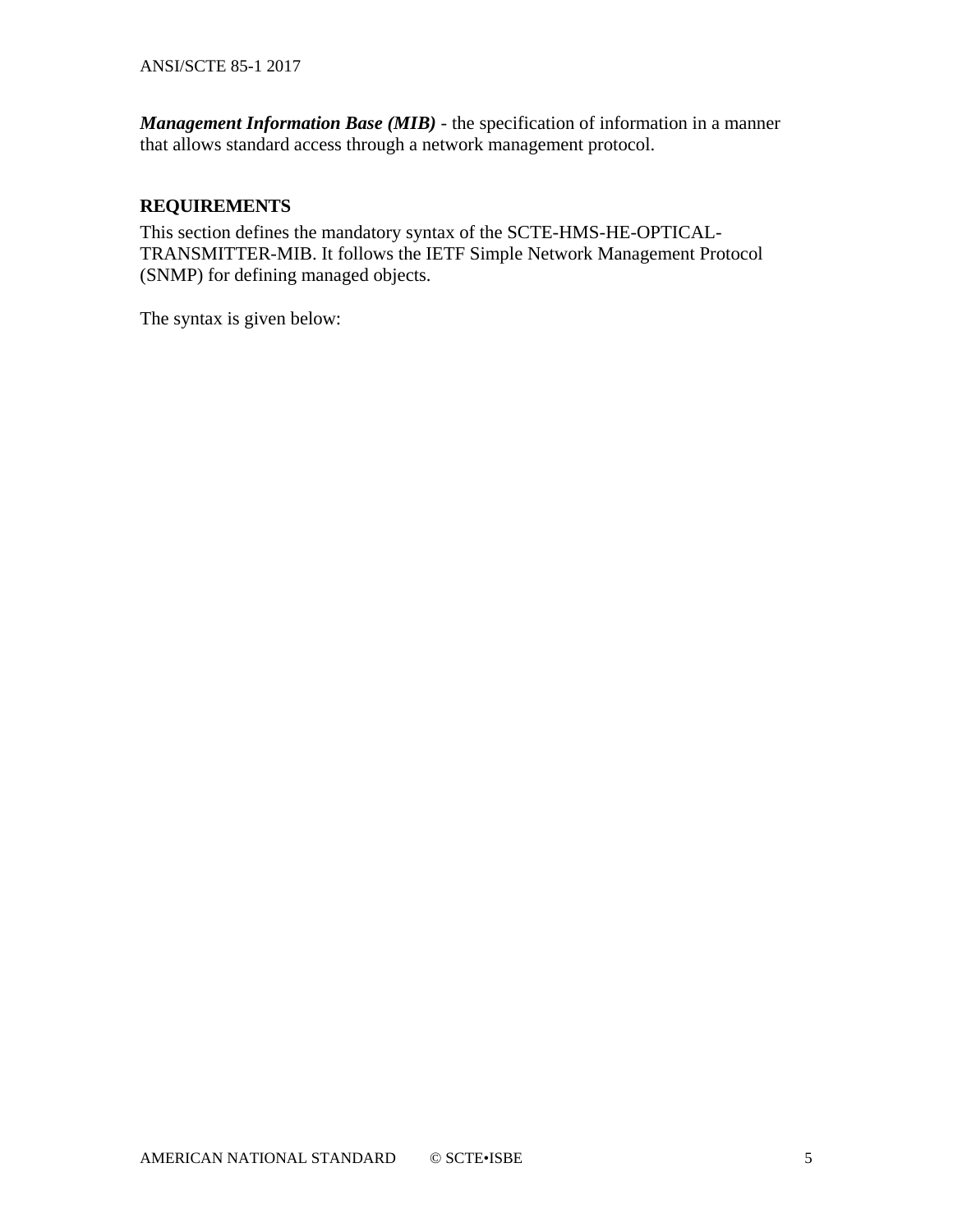***Management Information Base (MIB)*** - the specification of information in a manner that allows standard access through a network management protocol.

## REQUIREMENTS

This section defines the mandatory syntax of the SCTE-HMS-HE-OPTICAL-TRANSMITTER-MIB. It follows the IETF Simple Network Management Protocol (SNMP) for defining managed objects.

The syntax is given below: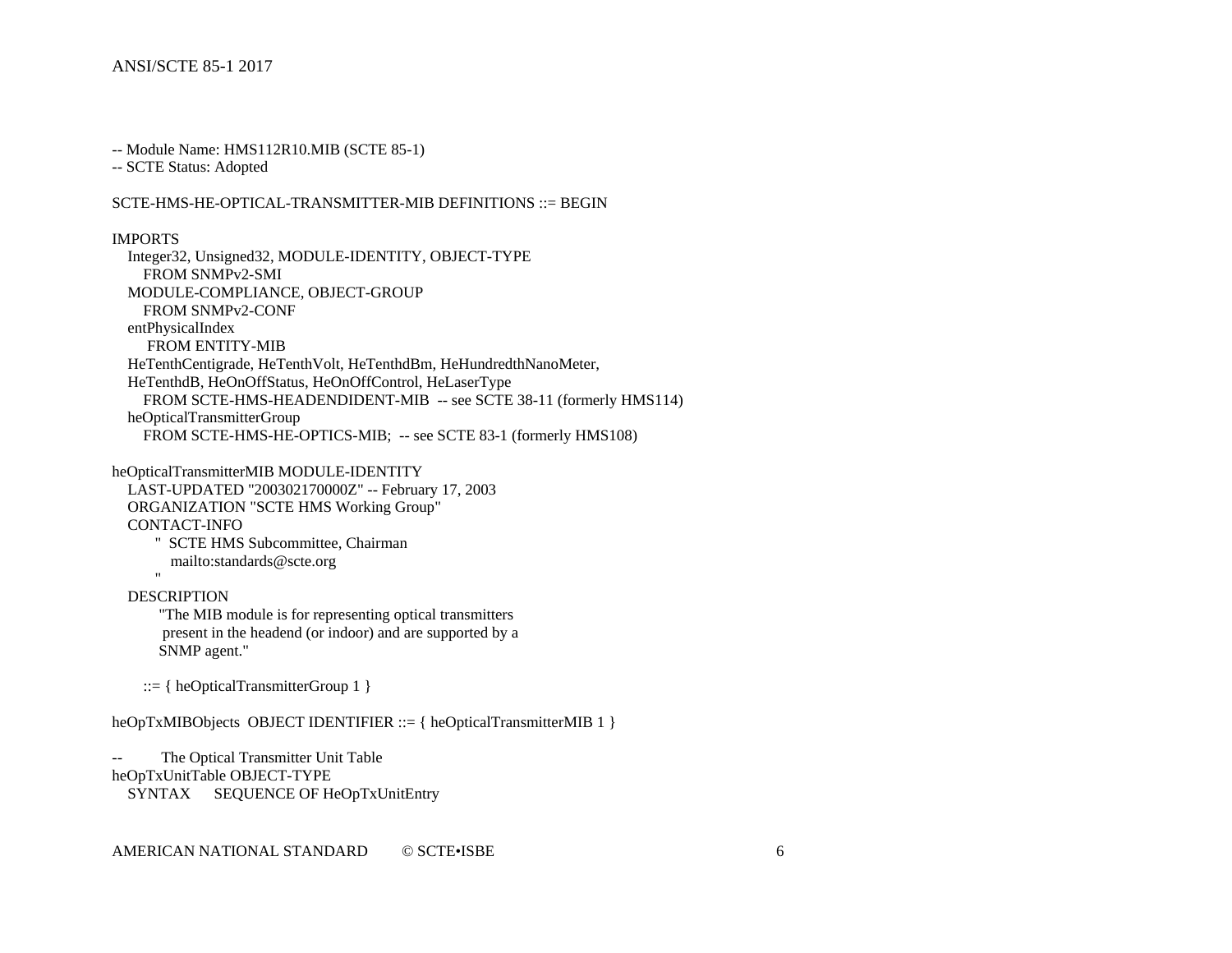```
-- Module Name: HMS112R10.MIB (SCTE 85-1)
-- SCTE Status: Adopted

SCTE-HMS-HE-OPTICAL-TRANSMITTER-MIB DEFINITIONS ::= BEGIN

IMPORTS
    Integer32, Unsigned32, MODULE-IDENTITY, OBJECT-TYPE
        FROM SNMPv2-SMI
    MODULE-COMPLIANCE, OBJECT-GROUP
        FROM SNMPv2-CONF
    entPhysicalIndex
         FROM ENTITY-MIB
    HeTenthCentigrade, HeTenthVolt, HeTenthdBm, HeHundredthNanoMeter,
    HeTenthdB, HeOnOffStatus, HeOnOffControl, HeLaserType
        FROM SCTE-HMS-HEADENDIDENT-MIB  -- see SCTE 38-11 (formerly HMS114)
    heOpticalTransmitterGroup
        FROM SCTE-HMS-HE-OPTICS-MIB;  -- see SCTE 83-1 (formerly HMS108)

heOpticalTransmitterMIB MODULE-IDENTITY
    LAST-UPDATED "200302170000Z" -- February 17, 2003
    ORGANIZATION "SCTE HMS Working Group"
    CONTACT-INFO
          "  SCTE HMS Subcommittee, Chairman
             mailto:standards@scte.org
          "
    DESCRIPTION
          "The MIB module is for representing optical transmitters
           present in the headend (or indoor) and are supported by a
          SNMP agent."

        ::= { heOpticalTransmitterGroup 1 }

heOpTxMIBObjects  OBJECT IDENTIFIER ::= { heOpticalTransmitterMIB 1 }

--          The Optical Transmitter Unit Table
heOpTxUnitTable OBJECT-TYPE
    SYNTAX      SEQUENCE OF HeOpTxUnitEntry
```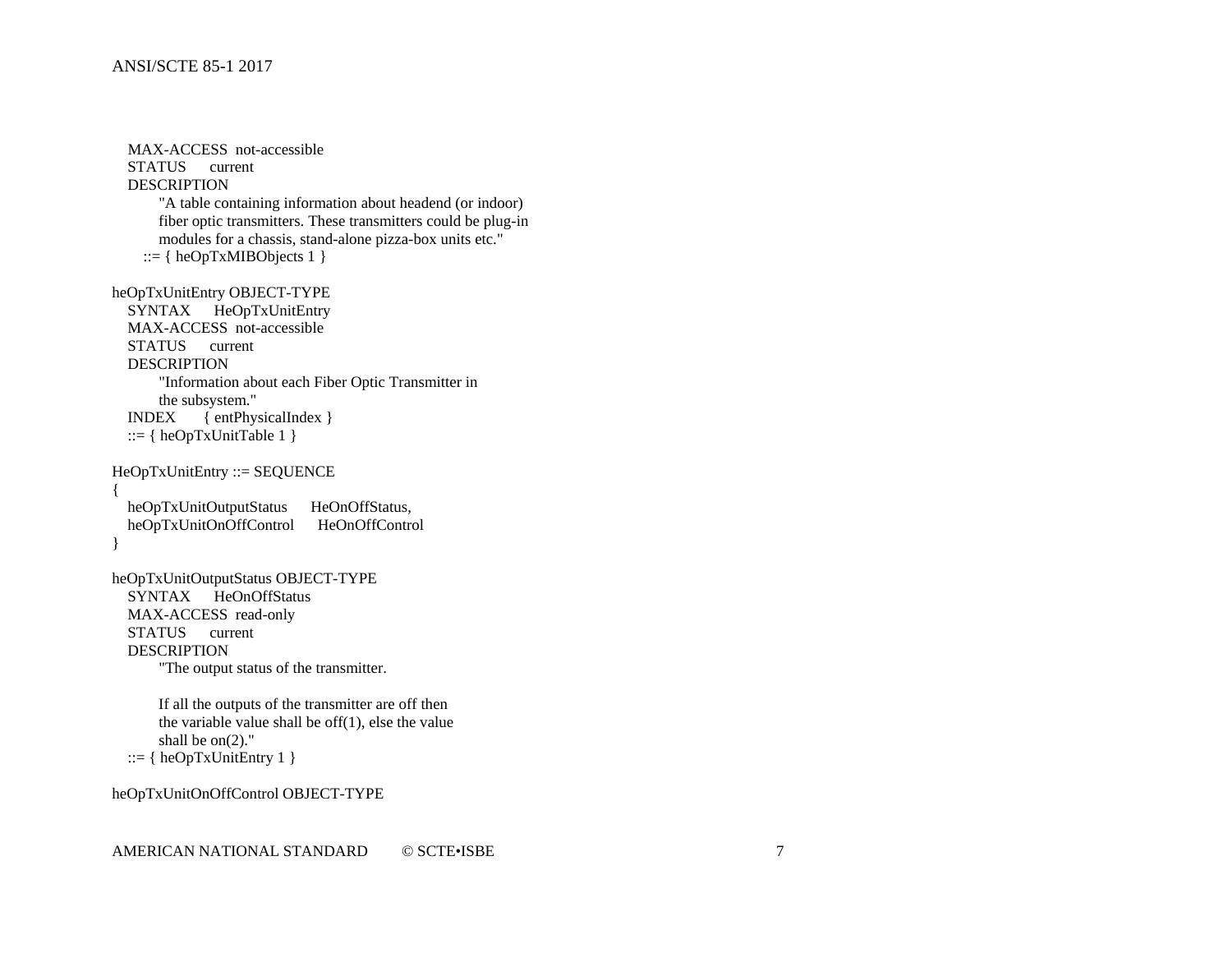```
    MAX-ACCESS  not-accessible
    STATUS      current
    DESCRIPTION
            "A table containing information about headend (or indoor)
            fiber optic transmitters. These transmitters could be plug-in
            modules for a chassis, stand-alone pizza-box units etc."
        ::= { heOpTxMIBObjects 1 }

heOpTxUnitEntry OBJECT-TYPE
    SYNTAX      HeOpTxUnitEntry
    MAX-ACCESS  not-accessible
    STATUS      current
    DESCRIPTION
            "Information about each Fiber Optic Transmitter in
            the subsystem."
    INDEX       { entPhysicalIndex }
    ::= { heOpTxUnitTable 1 }

HeOpTxUnitEntry ::= SEQUENCE
{
    heOpTxUnitOutputStatus      HeOnOffStatus,
    heOpTxUnitOnOffControl      HeOnOffControl
}

heOpTxUnitOutputStatus OBJECT-TYPE
    SYNTAX      HeOnOffStatus
    MAX-ACCESS  read-only
    STATUS      current
    DESCRIPTION
            "The output status of the transmitter.

            If all the outputs of the transmitter are off then
            the variable value shall be off(1), else the value
            shall be on(2)."
    ::= { heOpTxUnitEntry 1 }

heOpTxUnitOnOffControl OBJECT-TYPE
```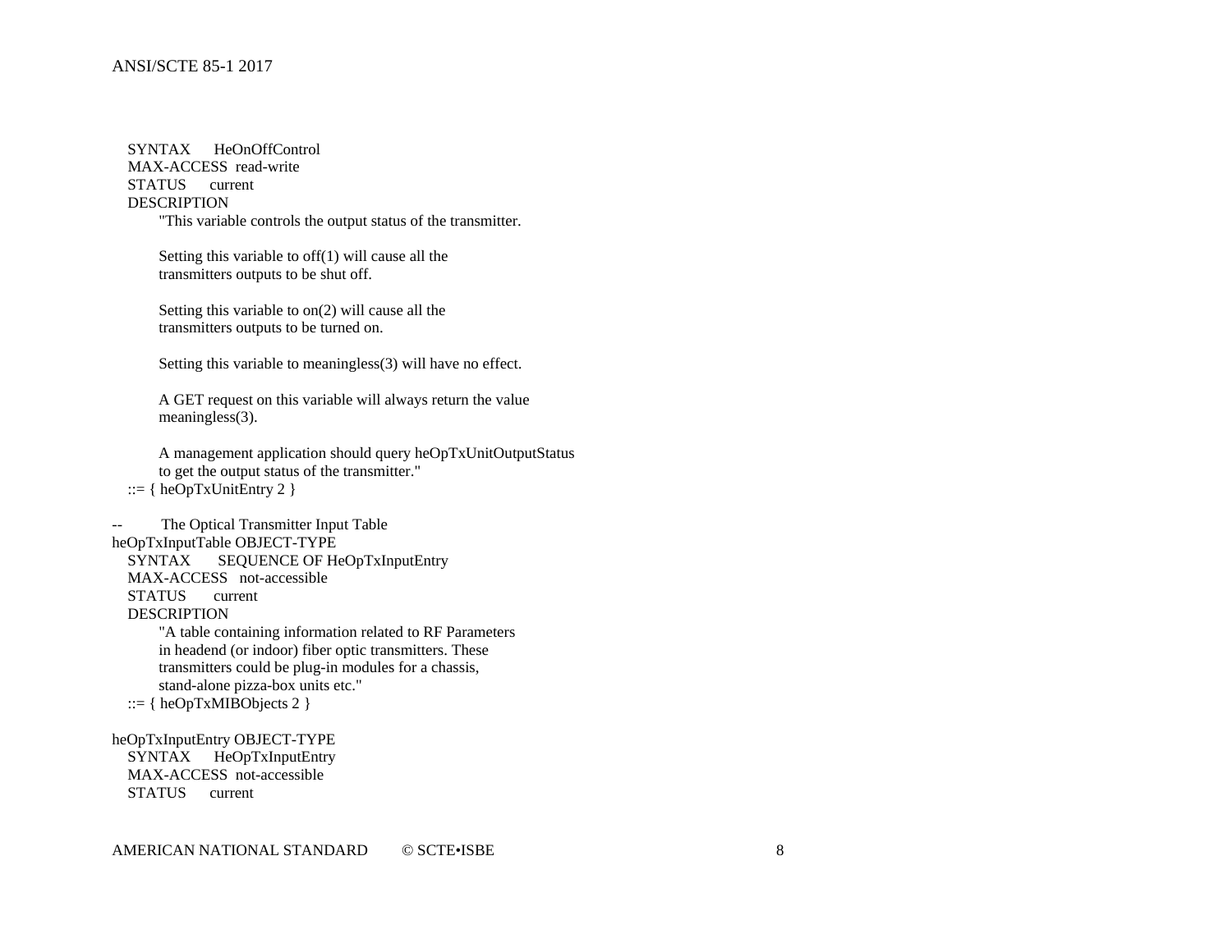```
    SYNTAX      HeOnOffControl
    MAX-ACCESS  read-write
    STATUS      current
    DESCRIPTION
           "This variable controls the output status of the transmitter.

           Setting this variable to off(1) will cause all the
           transmitters outputs to be shut off.

           Setting this variable to on(2) will cause all the
           transmitters outputs to be turned on.

           Setting this variable to meaningless(3) will have no effect.

           A GET request on this variable will always return the value
           meaningless(3).

           A management application should query heOpTxUnitOutputStatus
           to get the output status of the transmitter."
    ::= { heOpTxUnitEntry 2 }

--         The Optical Transmitter Input Table
heOpTxInputTable OBJECT-TYPE
    SYNTAX       SEQUENCE OF HeOpTxInputEntry
    MAX-ACCESS   not-accessible
    STATUS       current
    DESCRIPTION
           "A table containing information related to RF Parameters
           in headend (or indoor) fiber optic transmitters. These
           transmitters could be plug-in modules for a chassis,
           stand-alone pizza-box units etc."
    ::= { heOpTxMIBObjects 2 }

heOpTxInputEntry OBJECT-TYPE
    SYNTAX      HeOpTxInputEntry
    MAX-ACCESS  not-accessible
    STATUS      current
```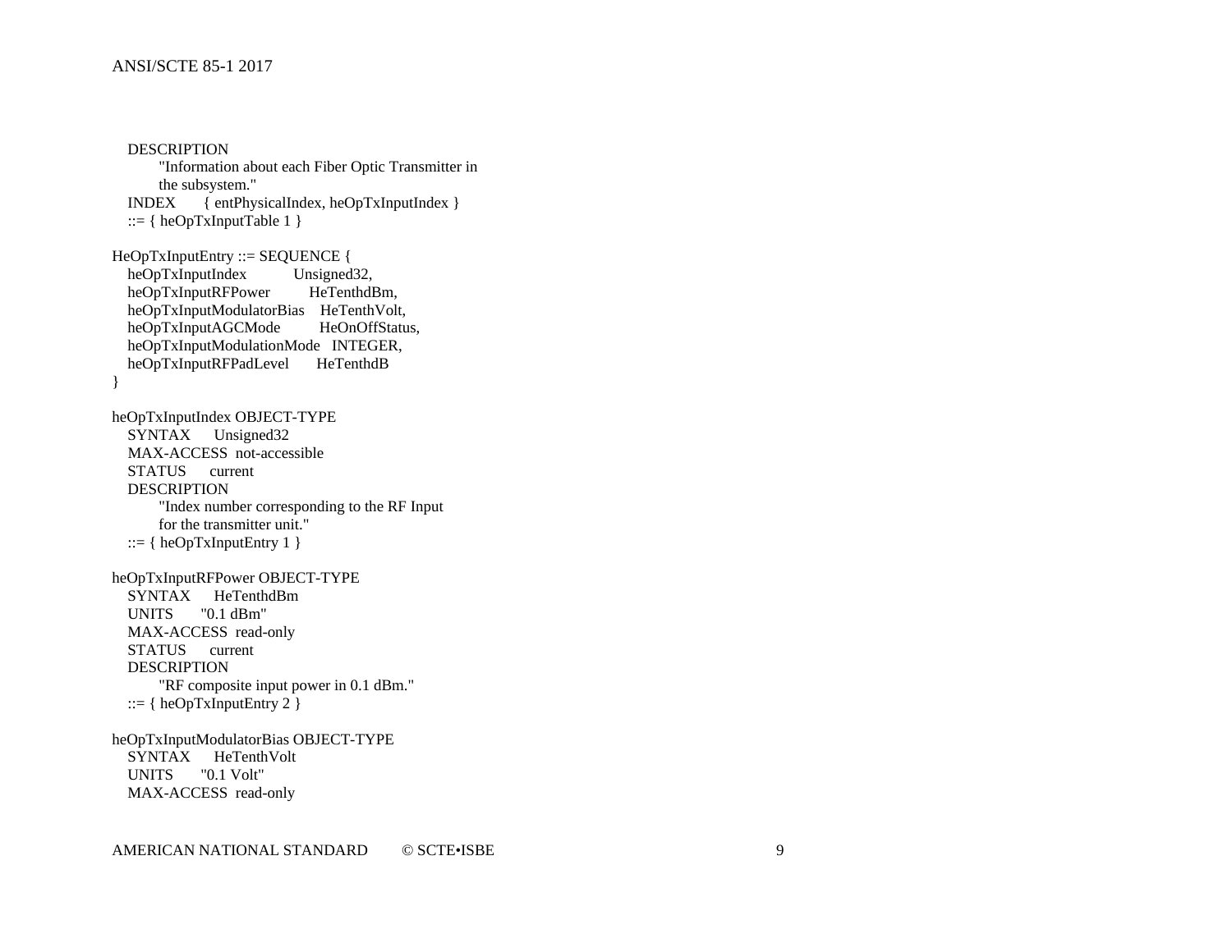```
    DESCRIPTION
            "Information about each Fiber Optic Transmitter in
            the subsystem."
    INDEX       { entPhysicalIndex, heOpTxInputIndex }
    ::= { heOpTxInputTable 1 }

HeOpTxInputEntry ::= SEQUENCE {
    heOpTxInputIndex            Unsigned32,
    heOpTxInputRFPower          HeTenthdBm,
    heOpTxInputModulatorBias    HeTenthVolt,
    heOpTxInputAGCMode          HeOnOffStatus,
    heOpTxInputModulationMode   INTEGER,
    heOpTxInputRFPadLevel       HeTenthdB
}

heOpTxInputIndex OBJECT-TYPE
    SYNTAX      Unsigned32
    MAX-ACCESS  not-accessible
    STATUS      current
    DESCRIPTION
            "Index number corresponding to the RF Input
            for the transmitter unit."
    ::= { heOpTxInputEntry 1 }

heOpTxInputRFPower OBJECT-TYPE
    SYNTAX      HeTenthdBm
    UNITS       "0.1 dBm"
    MAX-ACCESS  read-only
    STATUS      current
    DESCRIPTION
            "RF composite input power in 0.1 dBm."
    ::= { heOpTxInputEntry 2 }

heOpTxInputModulatorBias OBJECT-TYPE
    SYNTAX      HeTenthVolt
    UNITS       "0.1 Volt"
    MAX-ACCESS  read-only
```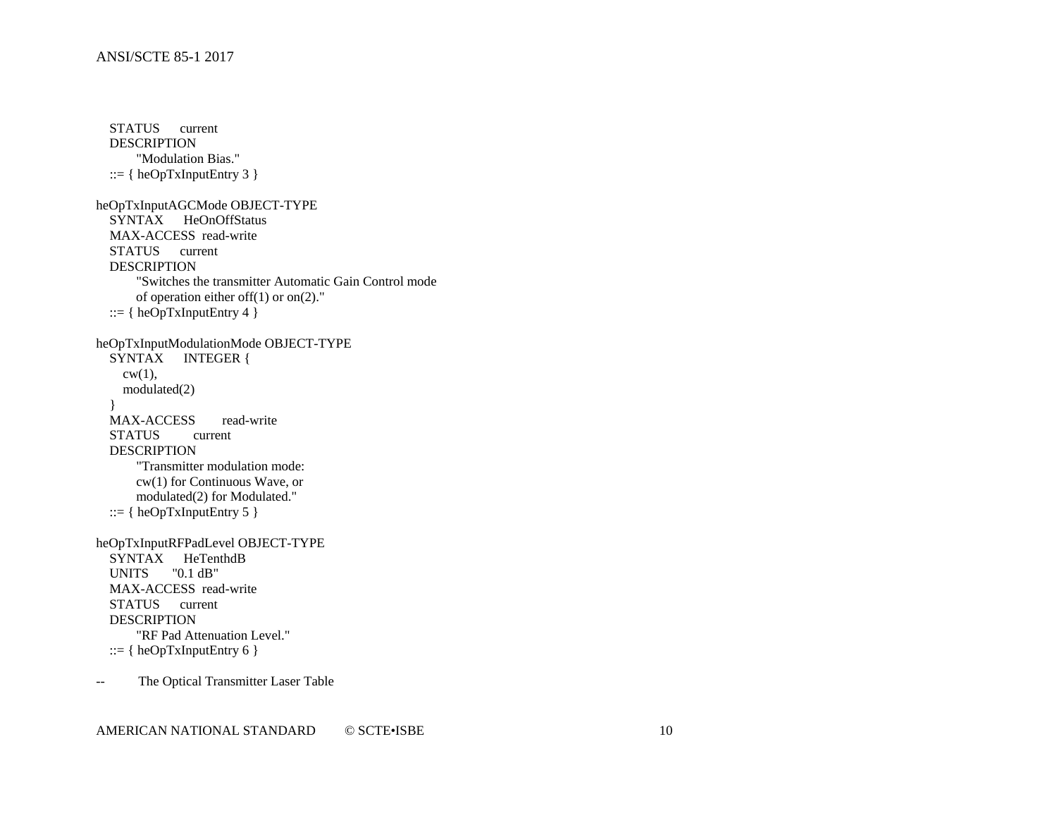```
    STATUS      current
    DESCRIPTION
          "Modulation Bias."
    ::= { heOpTxInputEntry 3 }

heOpTxInputAGCMode OBJECT-TYPE
    SYNTAX      HeOnOffStatus
    MAX-ACCESS  read-write
    STATUS      current
    DESCRIPTION
          "Switches the transmitter Automatic Gain Control mode
          of operation either off(1) or on(2)."
    ::= { heOpTxInputEntry 4 }

heOpTxInputModulationMode OBJECT-TYPE
    SYNTAX      INTEGER {
       cw(1),
       modulated(2)
    }
    MAX-ACCESS       read-write
    STATUS          current
    DESCRIPTION
          "Transmitter modulation mode:
          cw(1) for Continuous Wave, or
          modulated(2) for Modulated."
    ::= { heOpTxInputEntry 5 }

heOpTxInputRFPadLevel OBJECT-TYPE
    SYNTAX      HeTenthdB
    UNITS       "0.1 dB"
    MAX-ACCESS  read-write
    STATUS      current
    DESCRIPTION
          "RF Pad Attenuation Level."
    ::= { heOpTxInputEntry 6 }

--          The Optical Transmitter Laser Table
```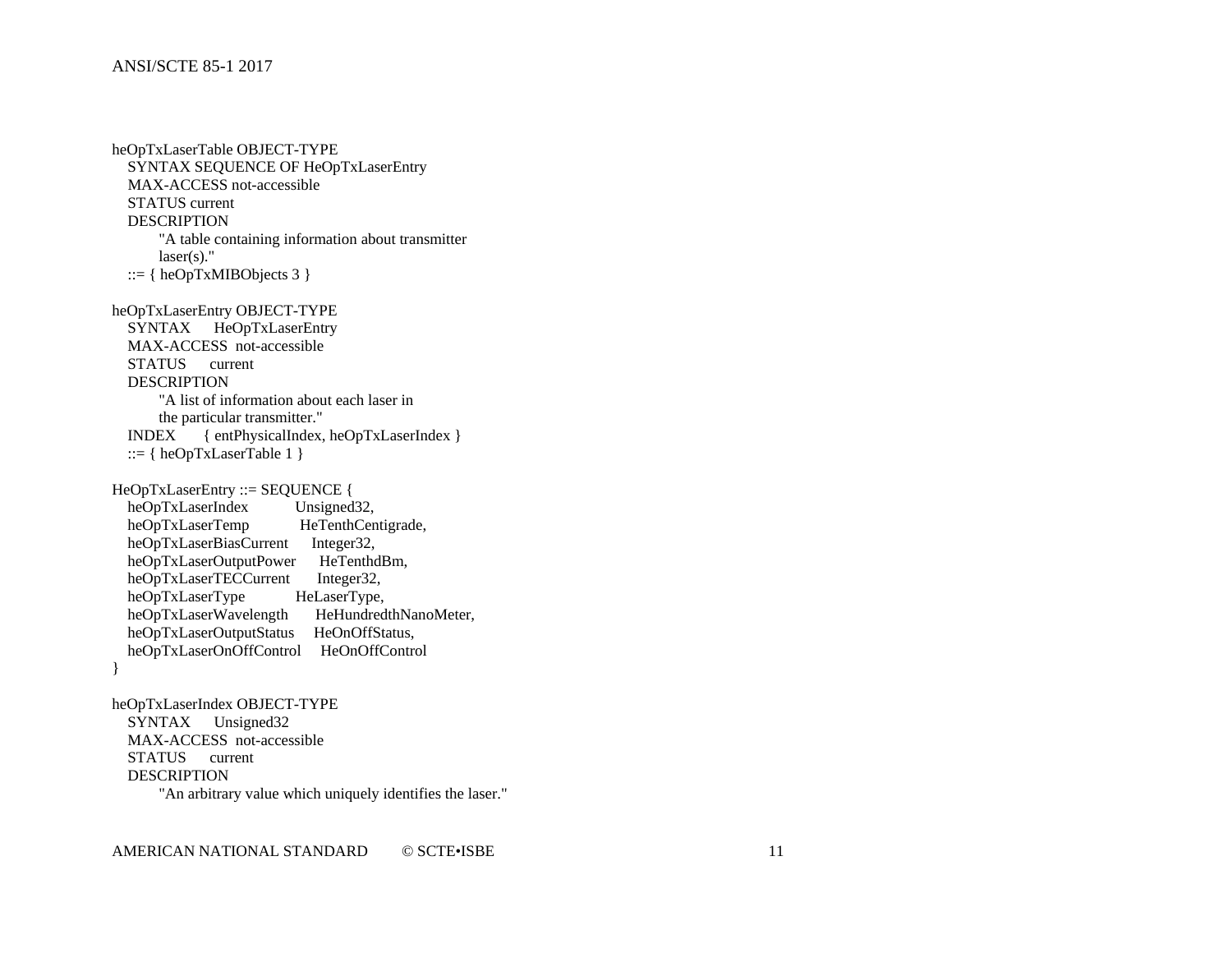```
heOpTxLaserTable OBJECT-TYPE
    SYNTAX SEQUENCE OF HeOpTxLaserEntry
    MAX-ACCESS not-accessible
    STATUS current
    DESCRIPTION
        "A table containing information about transmitter
        laser(s)."
    ::= { heOpTxMIBObjects 3 }

heOpTxLaserEntry OBJECT-TYPE
    SYNTAX      HeOpTxLaserEntry
    MAX-ACCESS  not-accessible
    STATUS      current
    DESCRIPTION
        "A list of information about each laser in
        the particular transmitter."
    INDEX       { entPhysicalIndex, heOpTxLaserIndex }
    ::= { heOpTxLaserTable 1 }

HeOpTxLaserEntry ::= SEQUENCE {
    heOpTxLaserIndex            Unsigned32,
    heOpTxLaserTemp             HeTenthCentigrade,
    heOpTxLaserBiasCurrent      Integer32,
    heOpTxLaserOutputPower      HeTenthdBm,
    heOpTxLaserTECCurrent       Integer32,
    heOpTxLaserType             HeLaserType,
    heOpTxLaserWavelength       HeHundredthNanoMeter,
    heOpTxLaserOutputStatus     HeOnOffStatus,
    heOpTxLaserOnOffControl     HeOnOffControl
}

heOpTxLaserIndex OBJECT-TYPE
    SYNTAX      Unsigned32
    MAX-ACCESS  not-accessible
    STATUS      current
    DESCRIPTION
        "An arbitrary value which uniquely identifies the laser."
```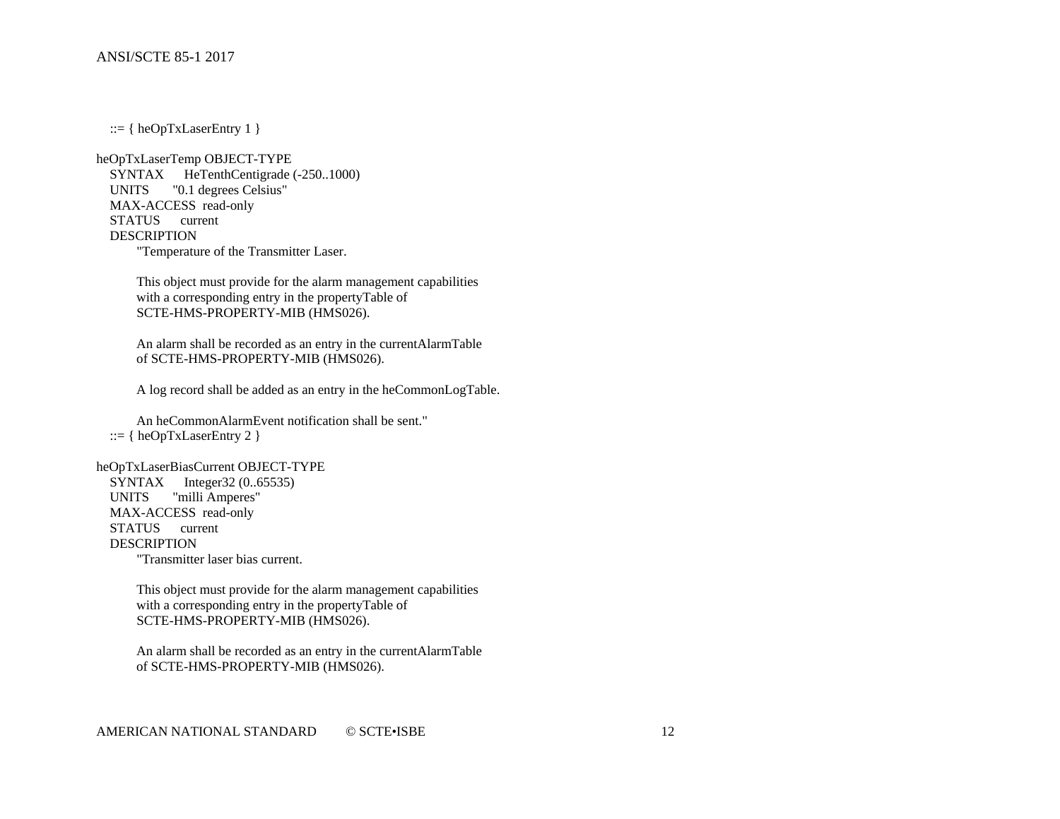```
    ::= { heOpTxLaserEntry 1 }

heOpTxLaserTemp OBJECT-TYPE
    SYNTAX      HeTenthCentigrade (-250..1000)
    UNITS       "0.1 degrees Celsius"
    MAX-ACCESS  read-only
    STATUS      current
    DESCRIPTION
         "Temperature of the Transmitter Laser.

         This object must provide for the alarm management capabilities
         with a corresponding entry in the propertyTable of
         SCTE-HMS-PROPERTY-MIB (HMS026).

         An alarm shall be recorded as an entry in the currentAlarmTable
         of SCTE-HMS-PROPERTY-MIB (HMS026).

         A log record shall be added as an entry in the heCommonLogTable.

         An heCommonAlarmEvent notification shall be sent."
    ::= { heOpTxLaserEntry 2 }

heOpTxLaserBiasCurrent OBJECT-TYPE
    SYNTAX      Integer32 (0..65535)
    UNITS       "milli Amperes"
    MAX-ACCESS  read-only
    STATUS      current
    DESCRIPTION
         "Transmitter laser bias current.

         This object must provide for the alarm management capabilities
         with a corresponding entry in the propertyTable of
         SCTE-HMS-PROPERTY-MIB (HMS026).

         An alarm shall be recorded as an entry in the currentAlarmTable
         of SCTE-HMS-PROPERTY-MIB (HMS026).
```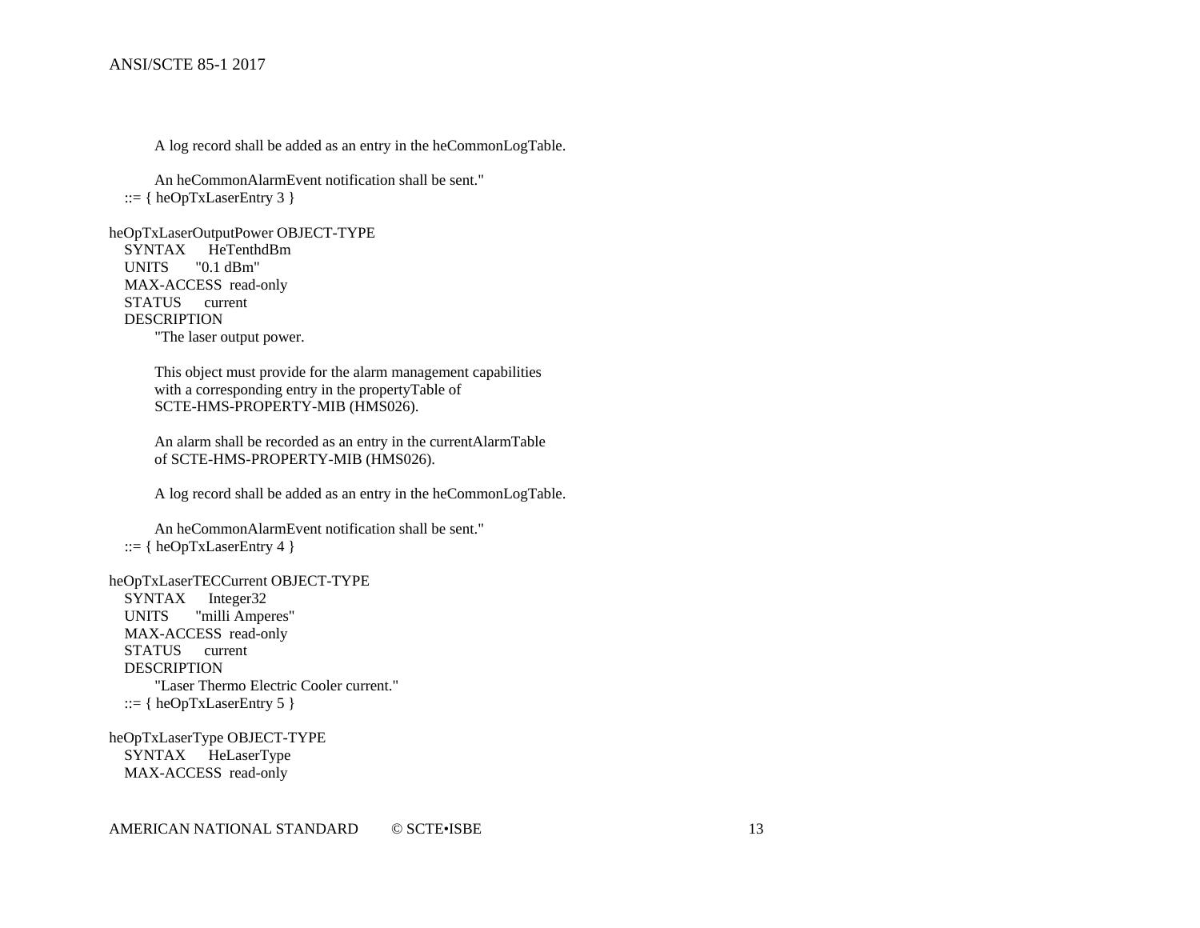```
        A log record shall be added as an entry in the heCommonLogTable.

        An heCommonAlarmEvent notification shall be sent."
    ::= { heOpTxLaserEntry 3 }

heOpTxLaserOutputPower OBJECT-TYPE
    SYNTAX      HeTenthdBm
    UNITS       "0.1 dBm"
    MAX-ACCESS  read-only
    STATUS      current
    DESCRIPTION
        "The laser output power.

        This object must provide for the alarm management capabilities
        with a corresponding entry in the propertyTable of
        SCTE-HMS-PROPERTY-MIB (HMS026).

        An alarm shall be recorded as an entry in the currentAlarmTable
        of SCTE-HMS-PROPERTY-MIB (HMS026).

        A log record shall be added as an entry in the heCommonLogTable.

        An heCommonAlarmEvent notification shall be sent."
    ::= { heOpTxLaserEntry 4 }

heOpTxLaserTECCurrent OBJECT-TYPE
    SYNTAX      Integer32
    UNITS       "milli Amperes"
    MAX-ACCESS  read-only
    STATUS      current
    DESCRIPTION
        "Laser Thermo Electric Cooler current."
    ::= { heOpTxLaserEntry 5 }

heOpTxLaserType OBJECT-TYPE
    SYNTAX      HeLaserType
    MAX-ACCESS  read-only
```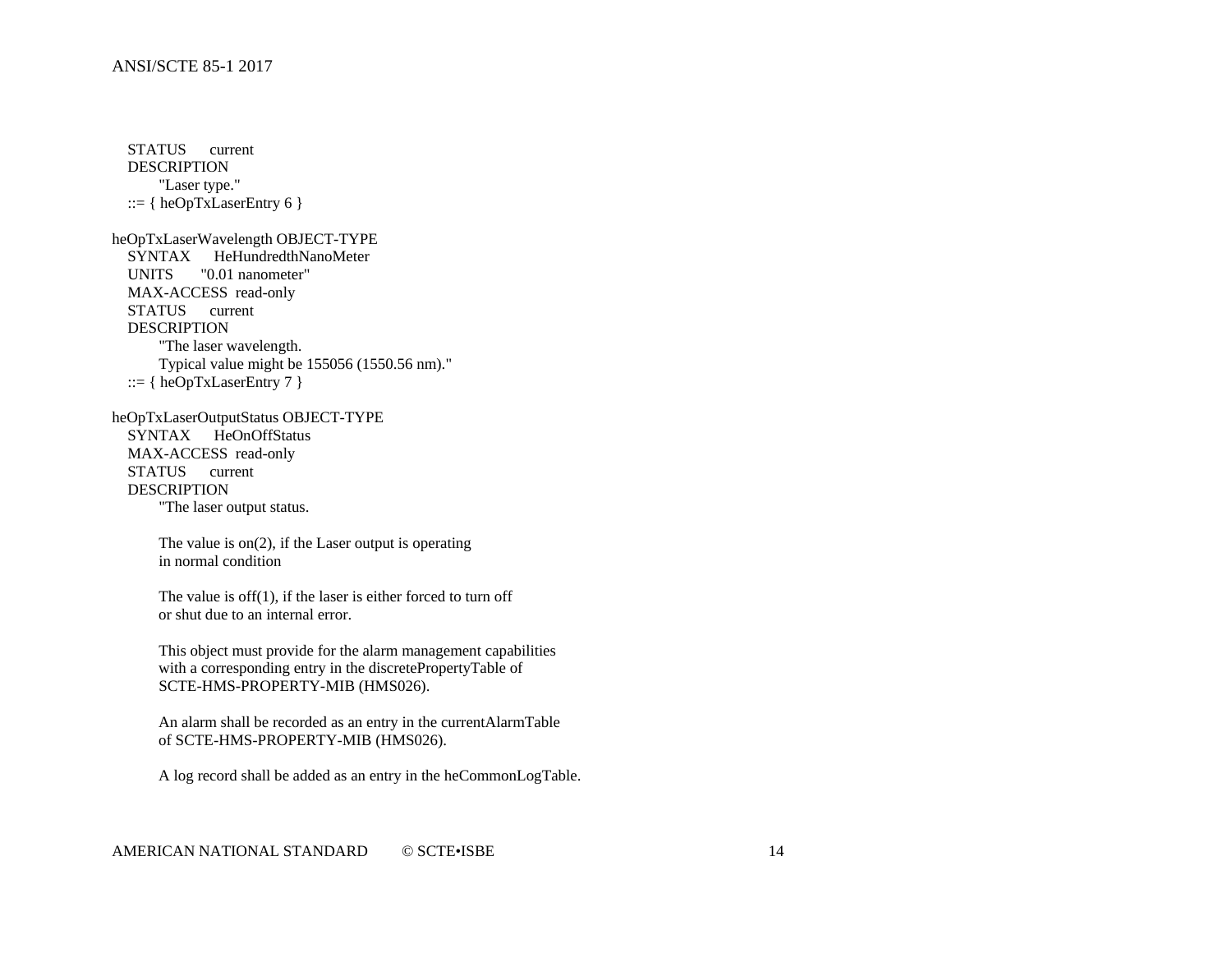```
    STATUS      current
    DESCRIPTION
          "Laser type."
    ::= { heOpTxLaserEntry 6 }

heOpTxLaserWavelength OBJECT-TYPE
    SYNTAX      HeHundredthNanoMeter
    UNITS       "0.01 nanometer"
    MAX-ACCESS  read-only
    STATUS      current
    DESCRIPTION
          "The laser wavelength.
          Typical value might be 155056 (1550.56 nm)."
    ::= { heOpTxLaserEntry 7 }

heOpTxLaserOutputStatus OBJECT-TYPE
    SYNTAX      HeOnOffStatus
    MAX-ACCESS  read-only
    STATUS      current
    DESCRIPTION
          "The laser output status.

          The value is on(2), if the Laser output is operating
          in normal condition

          The value is off(1), if the laser is either forced to turn off
          or shut due to an internal error.

          This object must provide for the alarm management capabilities
          with a corresponding entry in the discretePropertyTable of
          SCTE-HMS-PROPERTY-MIB (HMS026).

          An alarm shall be recorded as an entry in the currentAlarmTable
          of SCTE-HMS-PROPERTY-MIB (HMS026).

          A log record shall be added as an entry in the heCommonLogTable.
```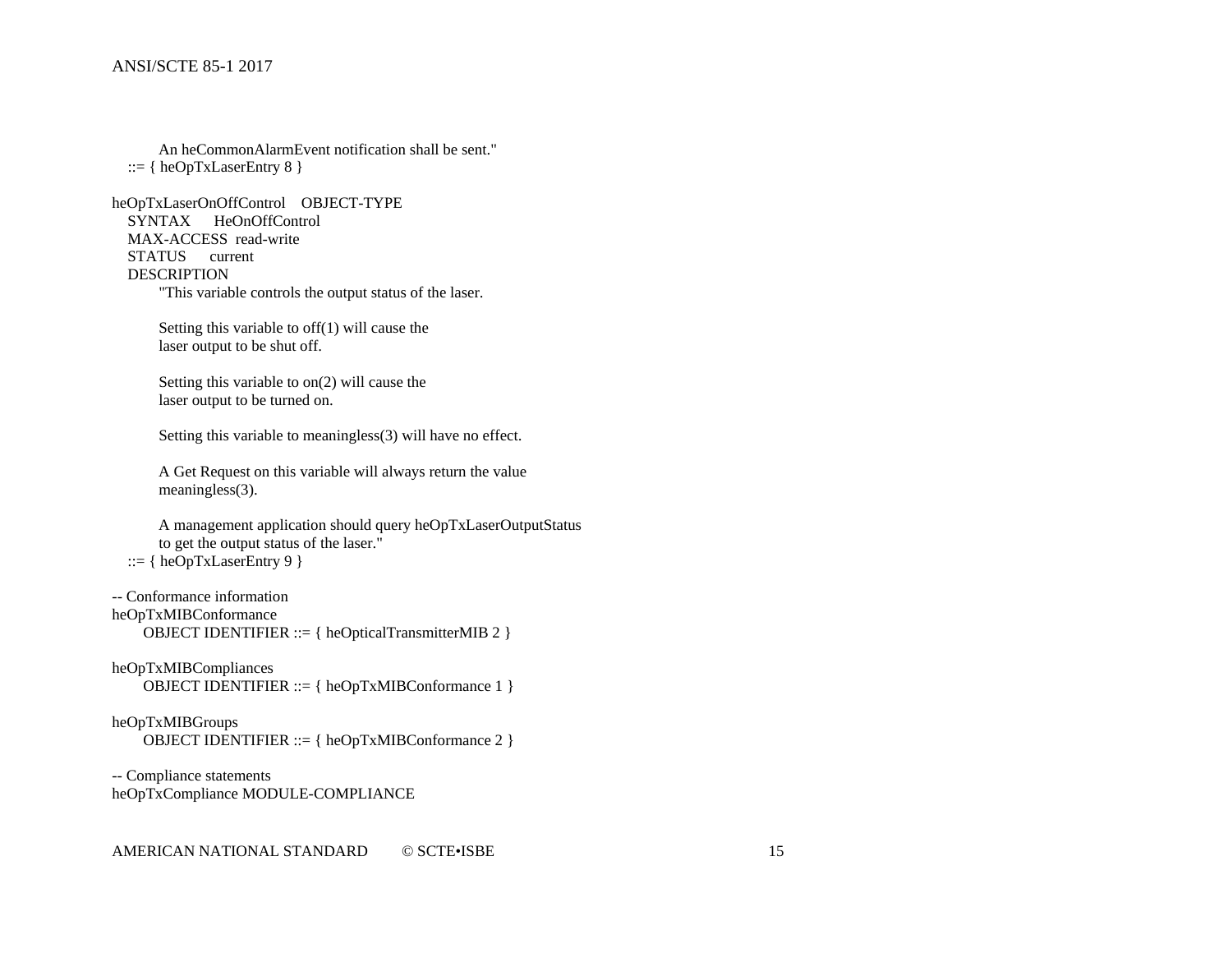```
        An heCommonAlarmEvent notification shall be sent."
    ::= { heOpTxLaserEntry 8 }

heOpTxLaserOnOffControl    OBJECT-TYPE
    SYNTAX      HeOnOffControl
    MAX-ACCESS  read-write
    STATUS      current
    DESCRIPTION
        "This variable controls the output status of the laser.

        Setting this variable to off(1) will cause the
        laser output to be shut off.

        Setting this variable to on(2) will cause the
        laser output to be turned on.

        Setting this variable to meaningless(3) will have no effect.

        A Get Request on this variable will always return the value
        meaningless(3).

        A management application should query heOpTxLaserOutputStatus
        to get the output status of the laser."
    ::= { heOpTxLaserEntry 9 }

-- Conformance information
heOpTxMIBConformance
      OBJECT IDENTIFIER ::= { heOpticalTransmitterMIB 2 }

heOpTxMIBCompliances
      OBJECT IDENTIFIER ::= { heOpTxMIBConformance 1 }

heOpTxMIBGroups
      OBJECT IDENTIFIER ::= { heOpTxMIBConformance 2 }

-- Compliance statements
heOpTxCompliance MODULE-COMPLIANCE
```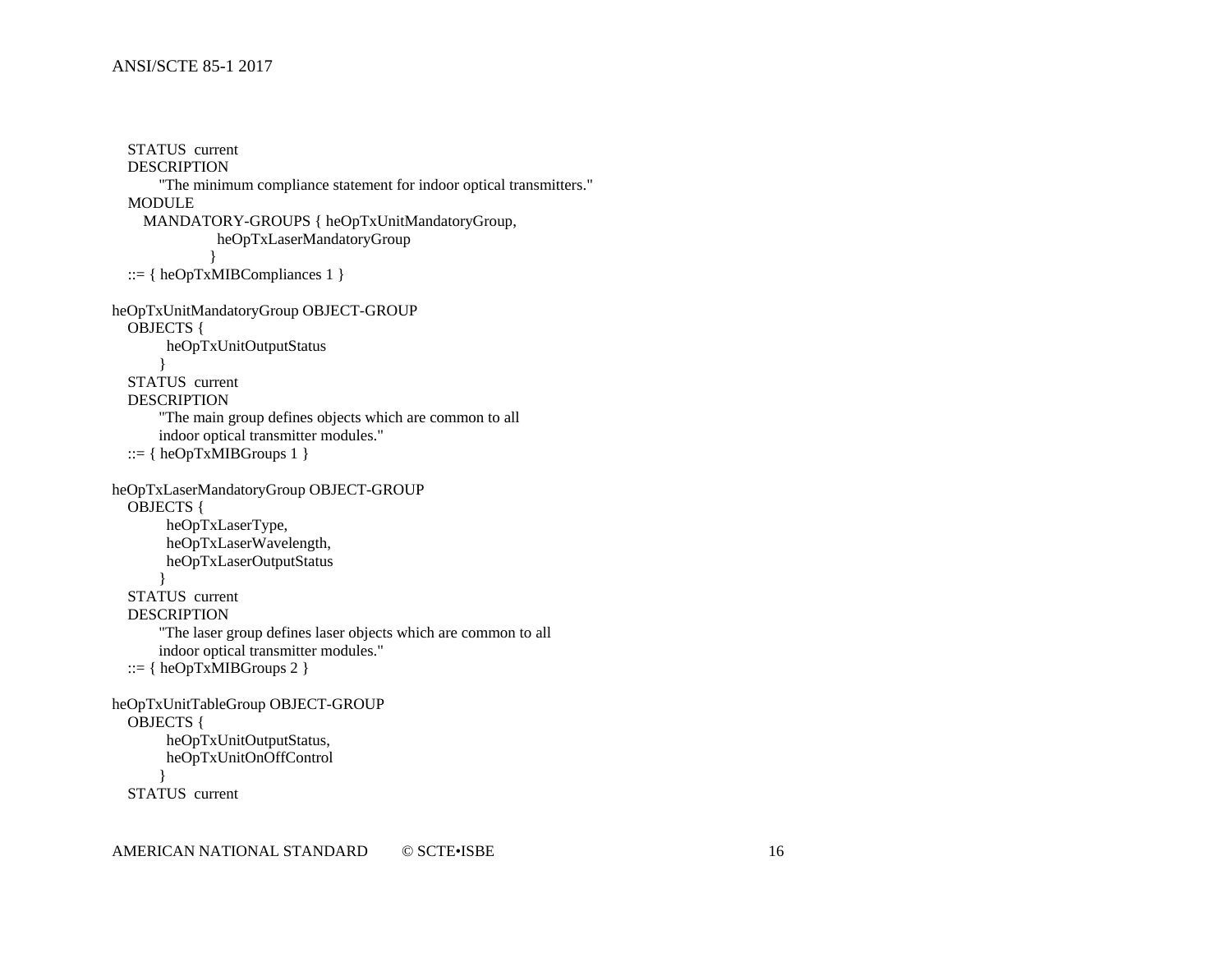```
   STATUS  current
   DESCRIPTION
         "The minimum compliance statement for indoor optical transmitters."
   MODULE
      MANDATORY-GROUPS { heOpTxUnitMandatoryGroup,
                     heOpTxLaserMandatoryGroup
                    }
   ::= { heOpTxMIBCompliances 1 }

heOpTxUnitMandatoryGroup OBJECT-GROUP
   OBJECTS {
           heOpTxUnitOutputStatus
         }
   STATUS  current
   DESCRIPTION
         "The main group defines objects which are common to all
         indoor optical transmitter modules."
   ::= { heOpTxMIBGroups 1 }

heOpTxLaserMandatoryGroup OBJECT-GROUP
   OBJECTS {
           heOpTxLaserType,
           heOpTxLaserWavelength,
           heOpTxLaserOutputStatus
         }
   STATUS  current
   DESCRIPTION
         "The laser group defines laser objects which are common to all
         indoor optical transmitter modules."
   ::= { heOpTxMIBGroups 2 }

heOpTxUnitTableGroup OBJECT-GROUP
   OBJECTS {
           heOpTxUnitOutputStatus,
           heOpTxUnitOnOffControl
         }
   STATUS  current
```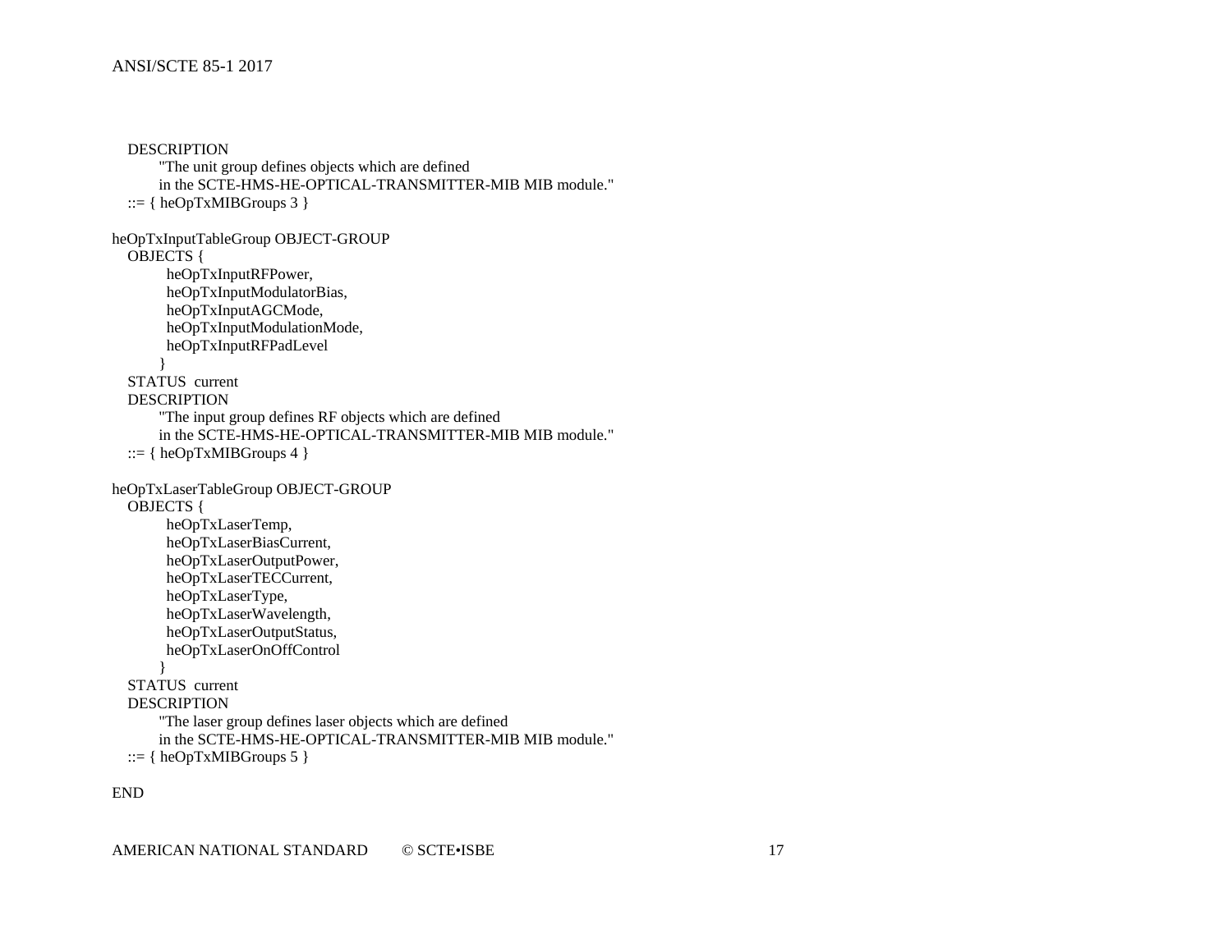```
   DESCRIPTION
         "The unit group defines objects which are defined
         in the SCTE-HMS-HE-OPTICAL-TRANSMITTER-MIB MIB module."
   ::= { heOpTxMIBGroups 3 }

heOpTxInputTableGroup OBJECT-GROUP
   OBJECTS {
          heOpTxInputRFPower,
          heOpTxInputModulatorBias,
          heOpTxInputAGCMode,
          heOpTxInputModulationMode,
          heOpTxInputRFPadLevel
         }
   STATUS  current
   DESCRIPTION
         "The input group defines RF objects which are defined
         in the SCTE-HMS-HE-OPTICAL-TRANSMITTER-MIB MIB module."
   ::= { heOpTxMIBGroups 4 }

heOpTxLaserTableGroup OBJECT-GROUP
   OBJECTS {
          heOpTxLaserTemp,
          heOpTxLaserBiasCurrent,
          heOpTxLaserOutputPower,
          heOpTxLaserTECCurrent,
          heOpTxLaserType,
          heOpTxLaserWavelength,
          heOpTxLaserOutputStatus,
          heOpTxLaserOnOffControl
         }
   STATUS  current
   DESCRIPTION
         "The laser group defines laser objects which are defined
         in the SCTE-HMS-HE-OPTICAL-TRANSMITTER-MIB MIB module."
   ::= { heOpTxMIBGroups 5 }

END
```